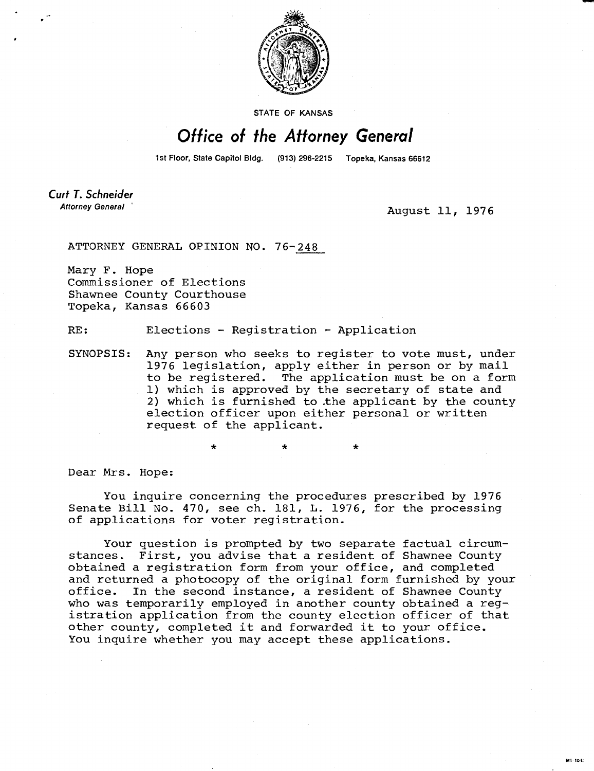STATE OF KANSAS

# Office of the Attorney General

1st Floor, State Capitol Bldg. (913) 296-2215 Topeka, Kansas 66612

**Curt T. Schneider**
*Attorney General*

August 11, 1976

ATTORNEY GENERAL OPINION NO. 76-248

Mary F. Hope
Commissioner of Elections
Shawnee County Courthouse
Topeka, Kansas 66603

RE: Elections - Registration - Application

SYNOPSIS: Any person who seeks to register to vote must, under 1976 legislation, apply either in person or by mail to be registered. The application must be on a form 1) which is approved by the secretary of state and 2) which is furnished to the applicant by the county election officer upon either personal or written request of the applicant.

\* \* \*

Dear Mrs. Hope:

You inquire concerning the procedures prescribed by 1976 Senate Bill No. 470, see ch. 181, L. 1976, for the processing of applications for voter registration.

Your question is prompted by two separate factual circumstances. First, you advise that a resident of Shawnee County obtained a registration form from your office, and completed and returned a photocopy of the original form furnished by your office. In the second instance, a resident of Shawnee County who was temporarily employed in another county obtained a registration application from the county election officer of that other county, completed it and forwarded it to your office. You inquire whether you may accept these applications.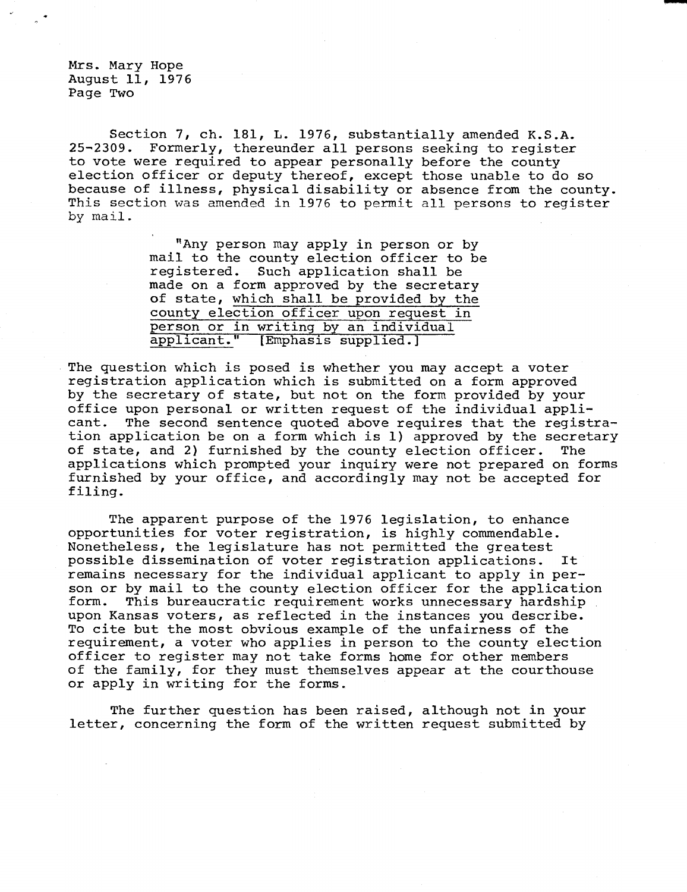Mrs. Mary Hope
August 11, 1976
Page Two

Section 7, ch. 181, L. 1976, substantially amended K.S.A. 25-2309. Formerly, thereunder all persons seeking to register to vote were required to appear personally before the county election officer or deputy thereof, except those unable to do so because of illness, physical disability or absence from the county. This section was amended in 1976 to permit all persons to register by mail.

> "Any person may apply in person or by mail to the county election officer to be registered. Such application shall be made on a form approved by the secretary of state, <u>which shall be provided by the county election officer upon request in person or in writing by an individual applicant.</u>" [Emphasis supplied.]

The question which is posed is whether you may accept a voter registration application which is submitted on a form approved by the secretary of state, but not on the form provided by your office upon personal or written request of the individual applicant. The second sentence quoted above requires that the registration application be on a form which is 1) approved by the secretary of state, and 2) furnished by the county election officer. The applications which prompted your inquiry were not prepared on forms furnished by your office, and accordingly may not be accepted for filing.

The apparent purpose of the 1976 legislation, to enhance opportunities for voter registration, is highly commendable. Nonetheless, the legislature has not permitted the greatest possible dissemination of voter registration applications. It remains necessary for the individual applicant to apply in person or by mail to the county election officer for the application form. This bureaucratic requirement works unnecessary hardship upon Kansas voters, as reflected in the instances you describe. To cite but the most obvious example of the unfairness of the requirement, a voter who applies in person to the county election officer to register may not take forms home for other members of the family, for they must themselves appear at the courthouse or apply in writing for the forms.

The further question has been raised, although not in your letter, concerning the form of the written request submitted by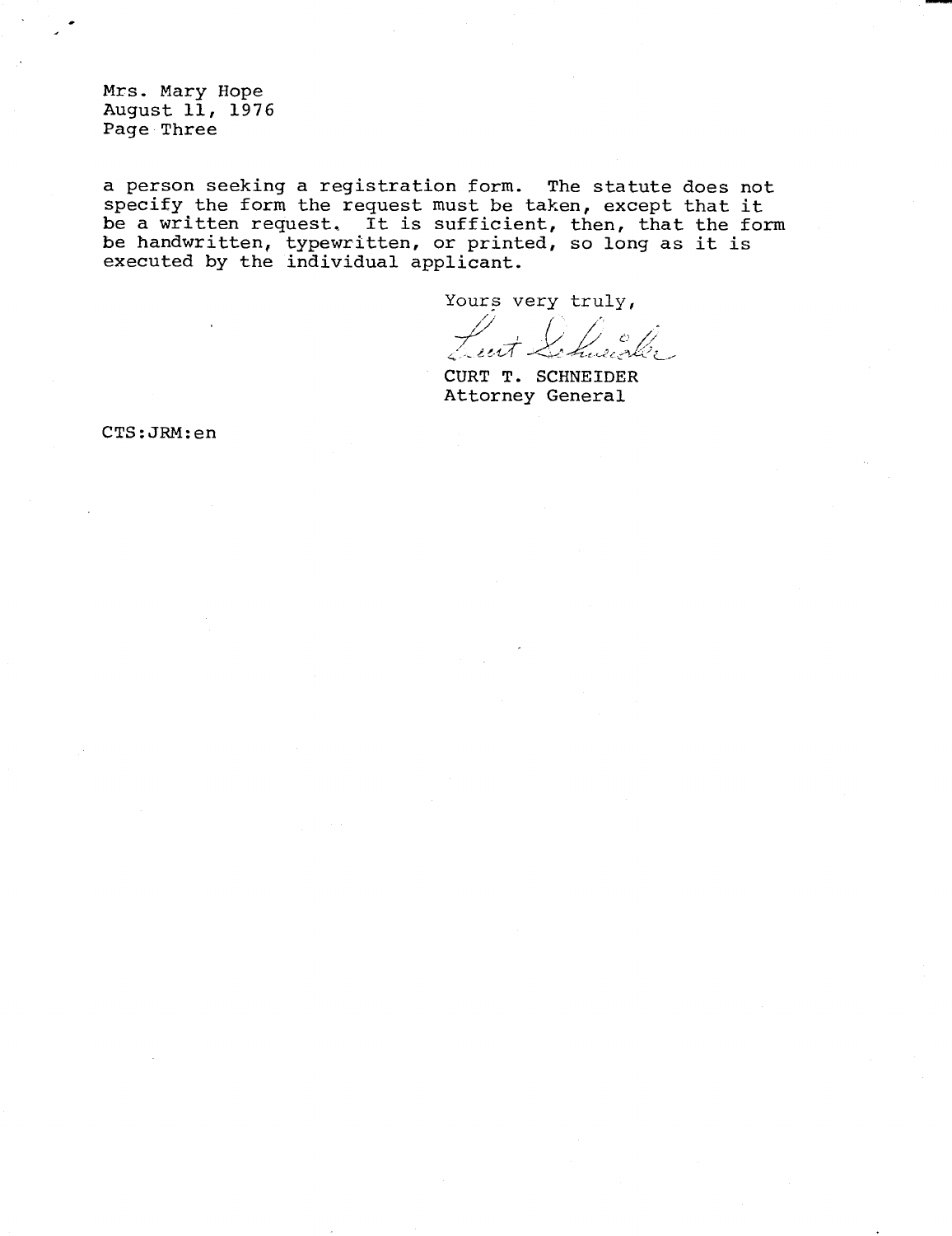Mrs. Mary Hope
August 11, 1976
Page Three

a person seeking a registration form. The statute does not specify the form the request must be taken, except that it be a written request. It is sufficient, then, that the form be handwritten, typewritten, or printed, so long as it is executed by the individual applicant.

Yours very truly,

CURT T. SCHNEIDER
Attorney General

CTS:JRM:en